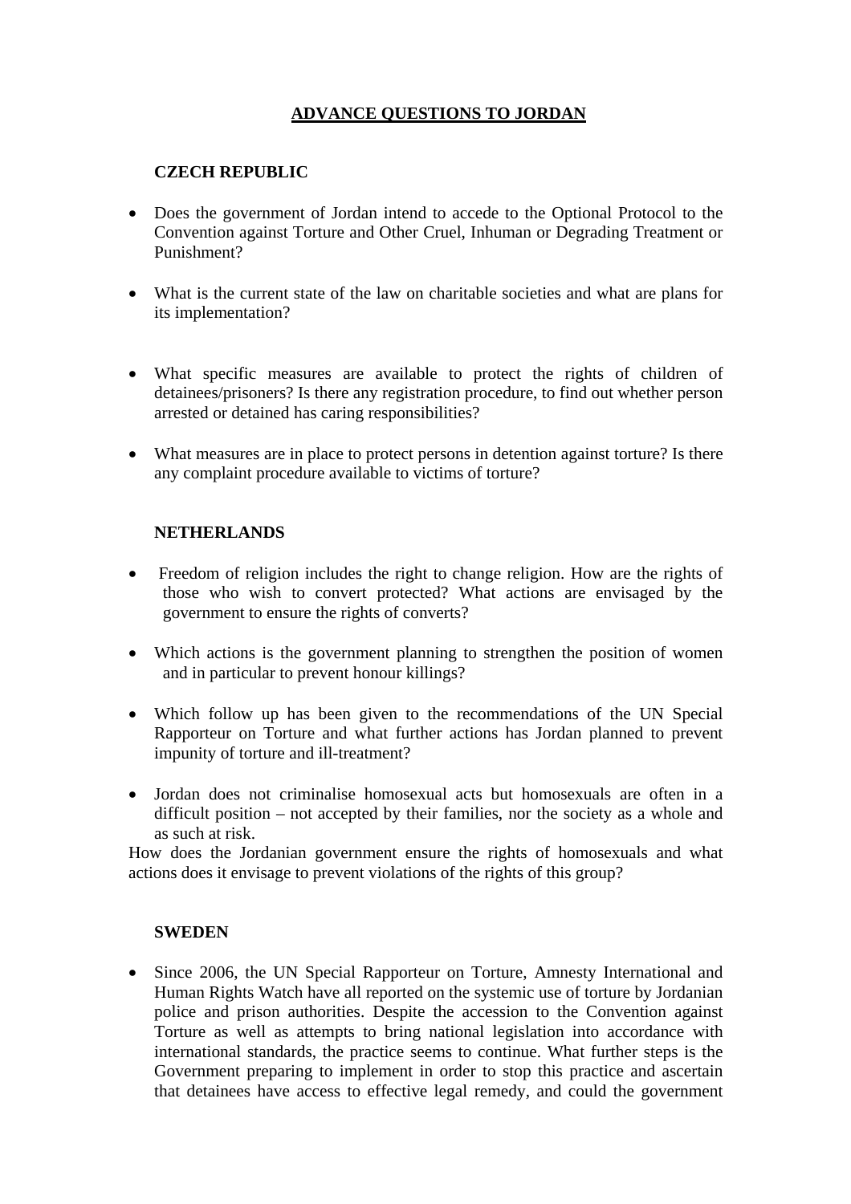# ADVANCE QUESTIONS TO JORDAN

## CZECH REPUBLIC

- Does the government of Jordan intend to accede to the Optional Protocol to the Convention against Torture and Other Cruel, Inhuman or Degrading Treatment or Punishment?

- What is the current state of the law on charitable societies and what are plans for its implementation?

- What specific measures are available to protect the rights of children of detainees/prisoners? Is there any registration procedure, to find out whether person arrested or detained has caring responsibilities?

- What measures are in place to protect persons in detention against torture? Is there any complaint procedure available to victims of torture?

## NETHERLANDS

- Freedom of religion includes the right to change religion. How are the rights of those who wish to convert protected? What actions are envisaged by the government to ensure the rights of converts?

- Which actions is the government planning to strengthen the position of women and in particular to prevent honour killings?

- Which follow up has been given to the recommendations of the UN Special Rapporteur on Torture and what further actions has Jordan planned to prevent impunity of torture and ill-treatment?

- Jordan does not criminalise homosexual acts but homosexuals are often in a difficult position – not accepted by their families, nor the society as a whole and as such at risk.

How does the Jordanian government ensure the rights of homosexuals and what actions does it envisage to prevent violations of the rights of this group?

## SWEDEN

- Since 2006, the UN Special Rapporteur on Torture, Amnesty International and Human Rights Watch have all reported on the systemic use of torture by Jordanian police and prison authorities. Despite the accession to the Convention against Torture as well as attempts to bring national legislation into accordance with international standards, the practice seems to continue. What further steps is the Government preparing to implement in order to stop this practice and ascertain that detainees have access to effective legal remedy, and could the government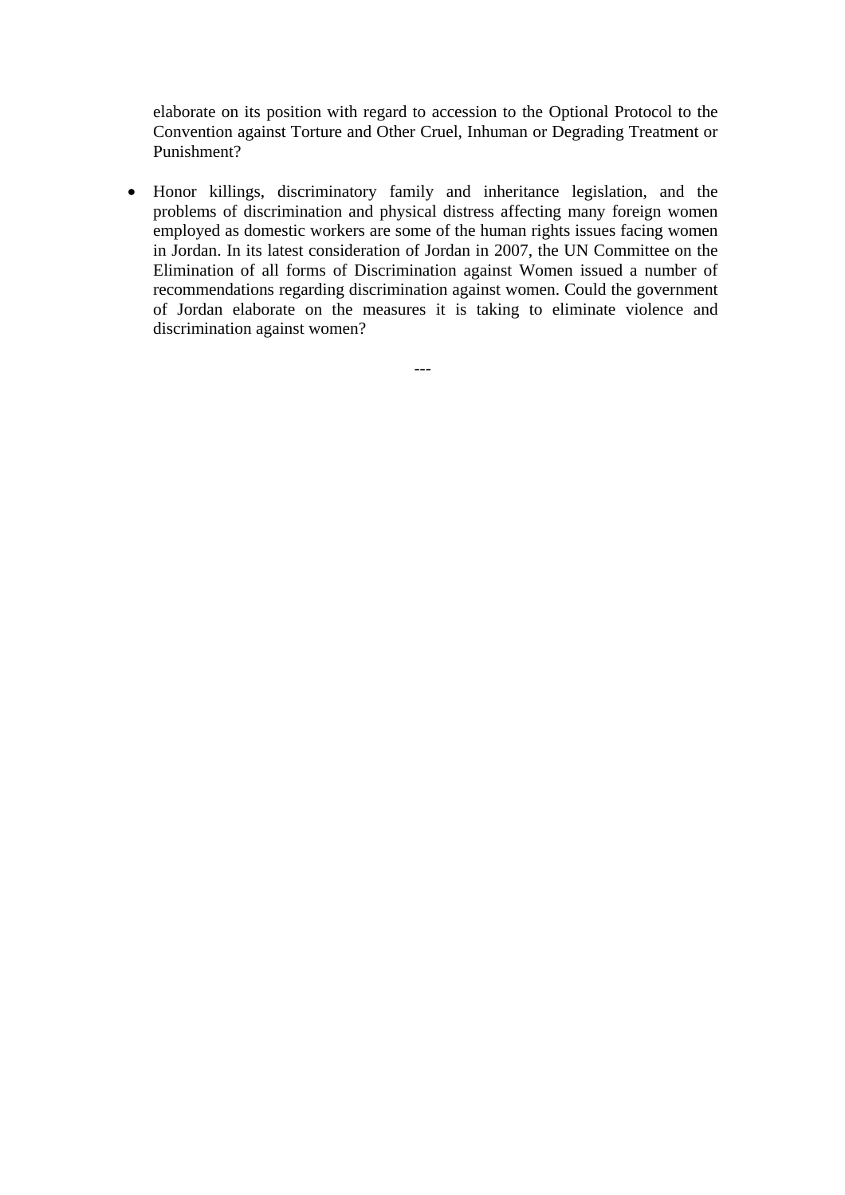elaborate on its position with regard to accession to the Optional Protocol to the Convention against Torture and Other Cruel, Inhuman or Degrading Treatment or Punishment?

- Honor killings, discriminatory family and inheritance legislation, and the problems of discrimination and physical distress affecting many foreign women employed as domestic workers are some of the human rights issues facing women in Jordan. In its latest consideration of Jordan in 2007, the UN Committee on the Elimination of all forms of Discrimination against Women issued a number of recommendations regarding discrimination against women. Could the government of Jordan elaborate on the measures it is taking to eliminate violence and discrimination against women?

---